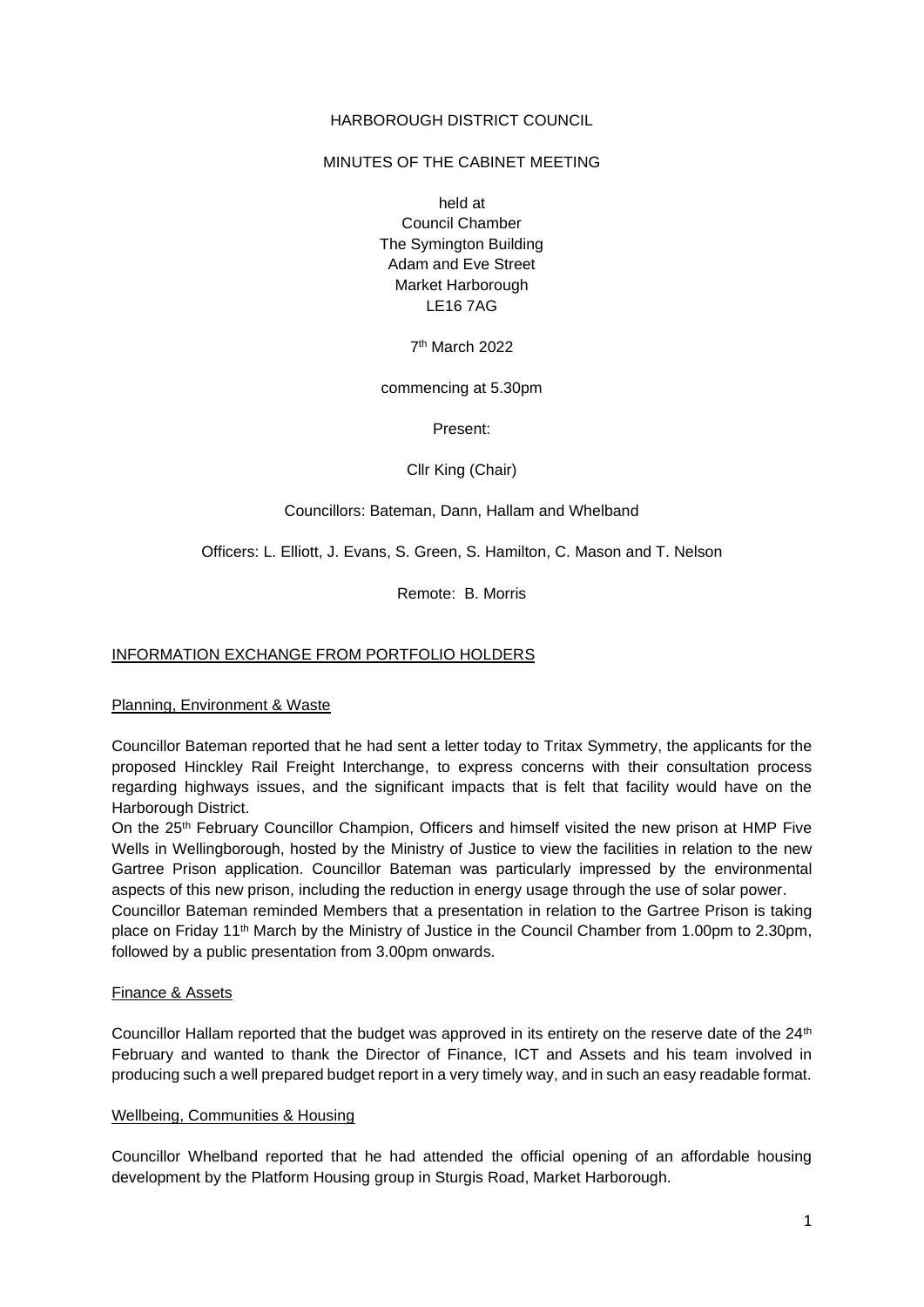HARBOROUGH DISTRICT COUNCIL

MINUTES OF THE CABINET MEETING

held at
Council Chamber
The Symington Building
Adam and Eve Street
Market Harborough
LE16 7AG

7th March 2022

commencing at 5.30pm

Present:

Cllr King (Chair)

Councillors: Bateman, Dann, Hallam and Whelband

Officers: L. Elliott, J. Evans, S. Green, S. Hamilton, C. Mason and T. Nelson

Remote: B. Morris

## INFORMATION EXCHANGE FROM PORTFOLIO HOLDERS

### Planning, Environment & Waste

Councillor Bateman reported that he had sent a letter today to Tritax Symmetry, the applicants for the proposed Hinckley Rail Freight Interchange, to express concerns with their consultation process regarding highways issues, and the significant impacts that is felt that facility would have on the Harborough District.

On the 25th February Councillor Champion, Officers and himself visited the new prison at HMP Five Wells in Wellingborough, hosted by the Ministry of Justice to view the facilities in relation to the new Gartree Prison application. Councillor Bateman was particularly impressed by the environmental aspects of this new prison, including the reduction in energy usage through the use of solar power.

Councillor Bateman reminded Members that a presentation in relation to the Gartree Prison is taking place on Friday 11th March by the Ministry of Justice in the Council Chamber from 1.00pm to 2.30pm, followed by a public presentation from 3.00pm onwards.

### Finance & Assets

Councillor Hallam reported that the budget was approved in its entirety on the reserve date of the 24th February and wanted to thank the Director of Finance, ICT and Assets and his team involved in producing such a well prepared budget report in a very timely way, and in such an easy readable format.

### Wellbeing, Communities & Housing

Councillor Whelband reported that he had attended the official opening of an affordable housing development by the Platform Housing group in Sturgis Road, Market Harborough.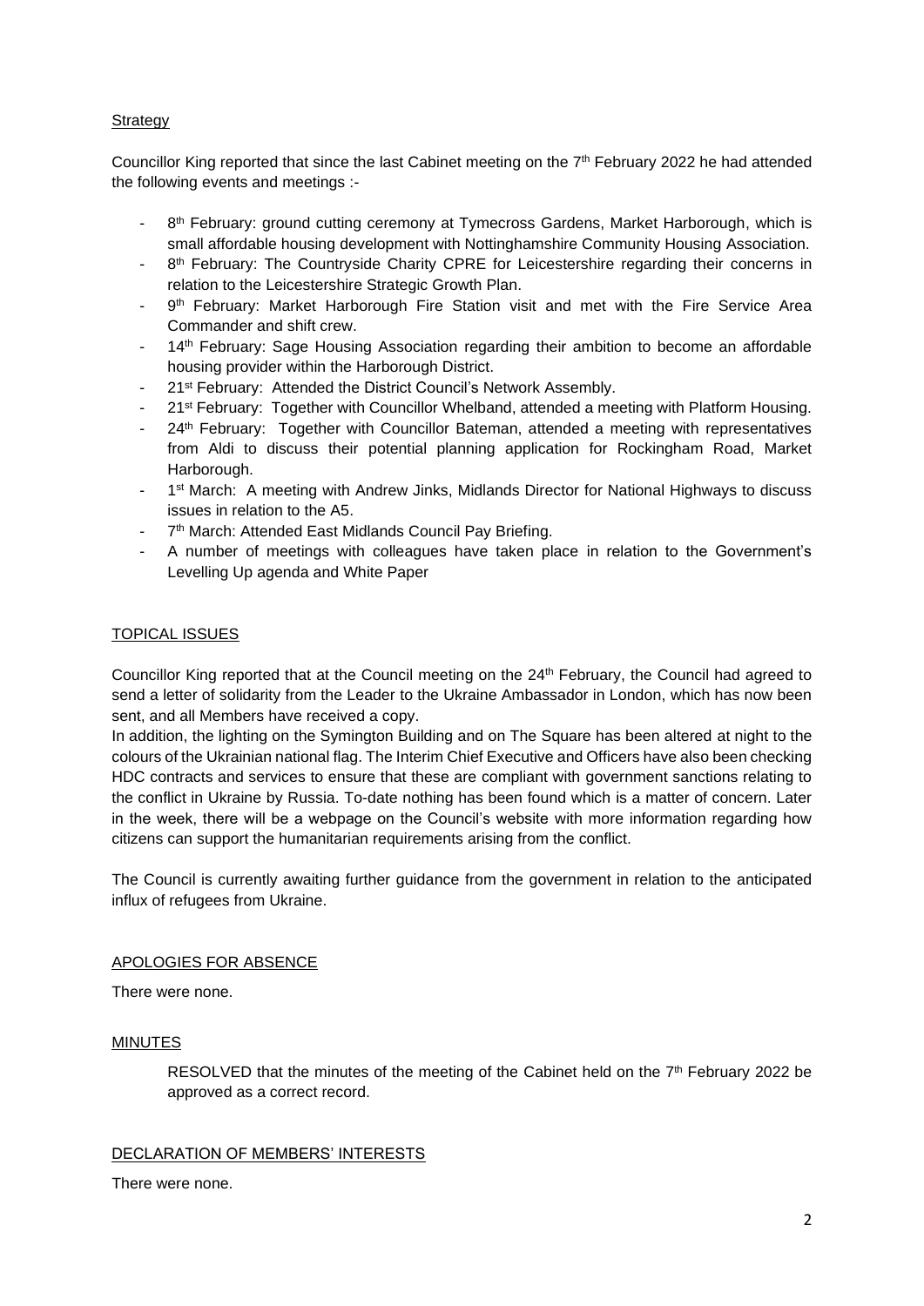Strategy

Councillor King reported that since the last Cabinet meeting on the 7th February 2022 he had attended the following events and meetings :-

- 8th February: ground cutting ceremony at Tymecross Gardens, Market Harborough, which is small affordable housing development with Nottinghamshire Community Housing Association.
- 8th February: The Countryside Charity CPRE for Leicestershire regarding their concerns in relation to the Leicestershire Strategic Growth Plan.
- 9th February: Market Harborough Fire Station visit and met with the Fire Service Area Commander and shift crew.
- 14th February: Sage Housing Association regarding their ambition to become an affordable housing provider within the Harborough District.
- 21st February: Attended the District Council's Network Assembly.
- 21st February: Together with Councillor Whelband, attended a meeting with Platform Housing.
- 24th February: Together with Councillor Bateman, attended a meeting with representatives from Aldi to discuss their potential planning application for Rockingham Road, Market Harborough.
- 1st March: A meeting with Andrew Jinks, Midlands Director for National Highways to discuss issues in relation to the A5.
- 7th March: Attended East Midlands Council Pay Briefing.
- A number of meetings with colleagues have taken place in relation to the Government's Levelling Up agenda and White Paper

TOPICAL ISSUES

Councillor King reported that at the Council meeting on the 24th February, the Council had agreed to send a letter of solidarity from the Leader to the Ukraine Ambassador in London, which has now been sent, and all Members have received a copy.

In addition, the lighting on the Symington Building and on The Square has been altered at night to the colours of the Ukrainian national flag. The Interim Chief Executive and Officers have also been checking HDC contracts and services to ensure that these are compliant with government sanctions relating to the conflict in Ukraine by Russia. To-date nothing has been found which is a matter of concern. Later in the week, there will be a webpage on the Council's website with more information regarding how citizens can support the humanitarian requirements arising from the conflict.

The Council is currently awaiting further guidance from the government in relation to the anticipated influx of refugees from Ukraine.

APOLOGIES FOR ABSENCE

There were none.

MINUTES

RESOLVED that the minutes of the meeting of the Cabinet held on the 7th February 2022 be approved as a correct record.

DECLARATION OF MEMBERS' INTERESTS

There were none.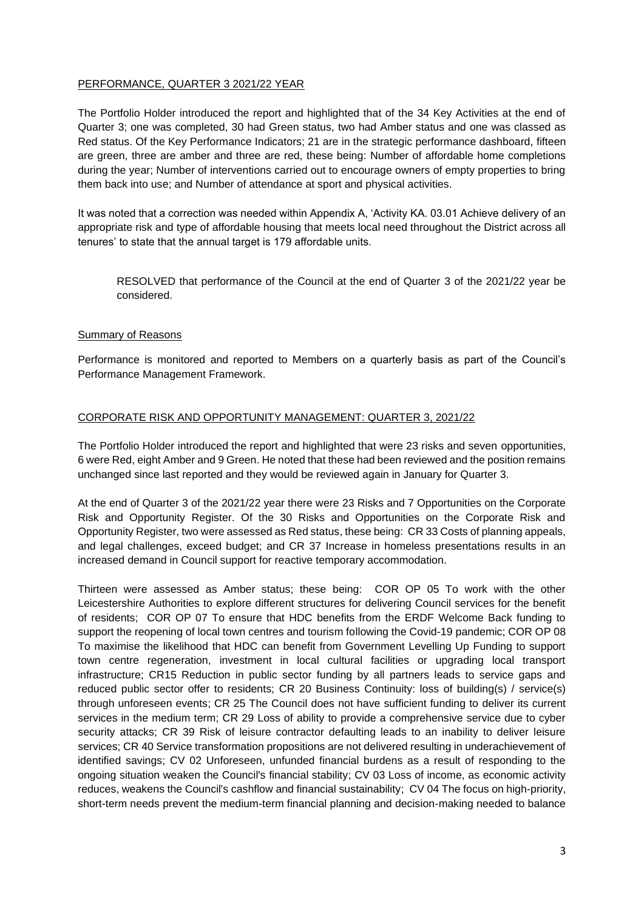## PERFORMANCE, QUARTER 3 2021/22 YEAR

The Portfolio Holder introduced the report and highlighted that of the 34 Key Activities at the end of Quarter 3; one was completed, 30 had Green status, two had Amber status and one was classed as Red status. Of the Key Performance Indicators; 21 are in the strategic performance dashboard, fifteen are green, three are amber and three are red, these being: Number of affordable home completions during the year; Number of interventions carried out to encourage owners of empty properties to bring them back into use; and Number of attendance at sport and physical activities.

It was noted that a correction was needed within Appendix A, 'Activity KA. 03.01 Achieve delivery of an appropriate risk and type of affordable housing that meets local need throughout the District across all tenures' to state that the annual target is 179 affordable units.

> RESOLVED that performance of the Council at the end of Quarter 3 of the 2021/22 year be considered.

### Summary of Reasons

Performance is monitored and reported to Members on a quarterly basis as part of the Council's Performance Management Framework.

## CORPORATE RISK AND OPPORTUNITY MANAGEMENT: QUARTER 3, 2021/22

The Portfolio Holder introduced the report and highlighted that were 23 risks and seven opportunities, 6 were Red, eight Amber and 9 Green. He noted that these had been reviewed and the position remains unchanged since last reported and they would be reviewed again in January for Quarter 3.

At the end of Quarter 3 of the 2021/22 year there were 23 Risks and 7 Opportunities on the Corporate Risk and Opportunity Register. Of the 30 Risks and Opportunities on the Corporate Risk and Opportunity Register, two were assessed as Red status, these being: CR 33 Costs of planning appeals, and legal challenges, exceed budget; and CR 37 Increase in homeless presentations results in an increased demand in Council support for reactive temporary accommodation.

Thirteen were assessed as Amber status; these being: COR OP 05 To work with the other Leicestershire Authorities to explore different structures for delivering Council services for the benefit of residents; COR OP 07 To ensure that HDC benefits from the ERDF Welcome Back funding to support the reopening of local town centres and tourism following the Covid-19 pandemic; COR OP 08 To maximise the likelihood that HDC can benefit from Government Levelling Up Funding to support town centre regeneration, investment in local cultural facilities or upgrading local transport infrastructure; CR15 Reduction in public sector funding by all partners leads to service gaps and reduced public sector offer to residents; CR 20 Business Continuity: loss of building(s) / service(s) through unforeseen events; CR 25 The Council does not have sufficient funding to deliver its current services in the medium term; CR 29 Loss of ability to provide a comprehensive service due to cyber security attacks; CR 39 Risk of leisure contractor defaulting leads to an inability to deliver leisure services; CR 40 Service transformation propositions are not delivered resulting in underachievement of identified savings; CV 02 Unforeseen, unfunded financial burdens as a result of responding to the ongoing situation weaken the Council's financial stability; CV 03 Loss of income, as economic activity reduces, weakens the Council's cashflow and financial sustainability; CV 04 The focus on high-priority, short-term needs prevent the medium-term financial planning and decision-making needed to balance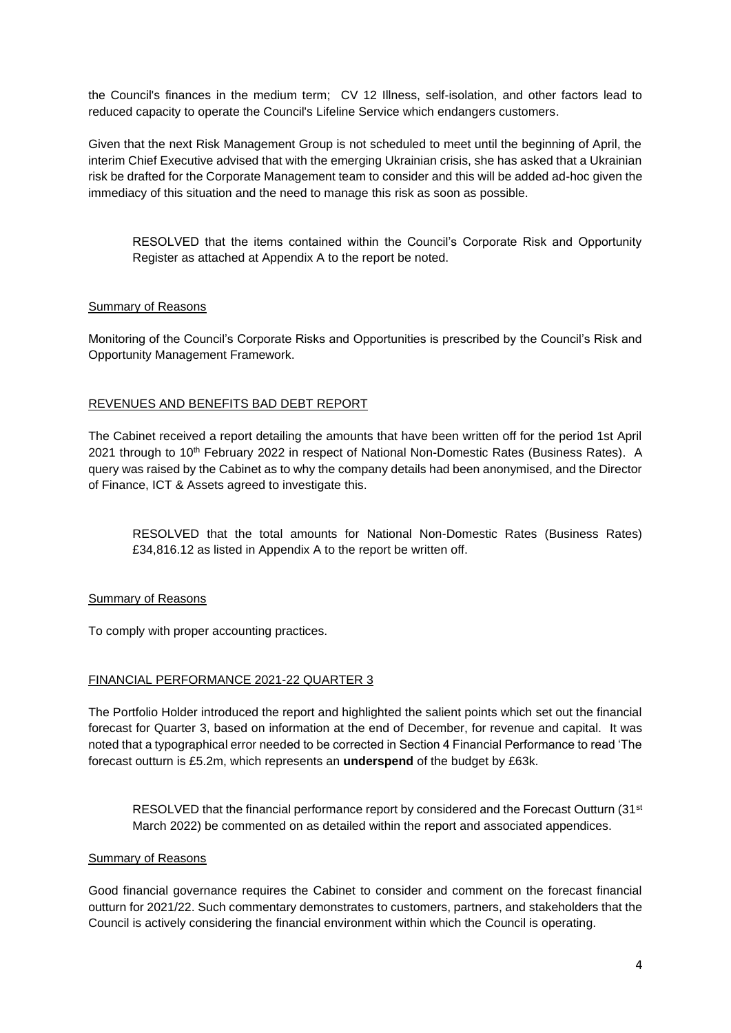the Council's finances in the medium term; CV 12 Illness, self-isolation, and other factors lead to reduced capacity to operate the Council's Lifeline Service which endangers customers.

Given that the next Risk Management Group is not scheduled to meet until the beginning of April, the interim Chief Executive advised that with the emerging Ukrainian crisis, she has asked that a Ukrainian risk be drafted for the Corporate Management team to consider and this will be added ad-hoc given the immediacy of this situation and the need to manage this risk as soon as possible.

> RESOLVED that the items contained within the Council's Corporate Risk and Opportunity Register as attached at Appendix A to the report be noted.

Summary of Reasons

Monitoring of the Council's Corporate Risks and Opportunities is prescribed by the Council's Risk and Opportunity Management Framework.

## REVENUES AND BENEFITS BAD DEBT REPORT

The Cabinet received a report detailing the amounts that have been written off for the period 1st April 2021 through to 10th February 2022 in respect of National Non-Domestic Rates (Business Rates). A query was raised by the Cabinet as to why the company details had been anonymised, and the Director of Finance, ICT & Assets agreed to investigate this.

> RESOLVED that the total amounts for National Non-Domestic Rates (Business Rates) £34,816.12 as listed in Appendix A to the report be written off.

Summary of Reasons

To comply with proper accounting practices.

## FINANCIAL PERFORMANCE 2021-22 QUARTER 3

The Portfolio Holder introduced the report and highlighted the salient points which set out the financial forecast for Quarter 3, based on information at the end of December, for revenue and capital. It was noted that a typographical error needed to be corrected in Section 4 Financial Performance to read 'The forecast outturn is £5.2m, which represents an **underspend** of the budget by £63k.

> RESOLVED that the financial performance report by considered and the Forecast Outturn (31st March 2022) be commented on as detailed within the report and associated appendices.

Summary of Reasons

Good financial governance requires the Cabinet to consider and comment on the forecast financial outturn for 2021/22. Such commentary demonstrates to customers, partners, and stakeholders that the Council is actively considering the financial environment within which the Council is operating.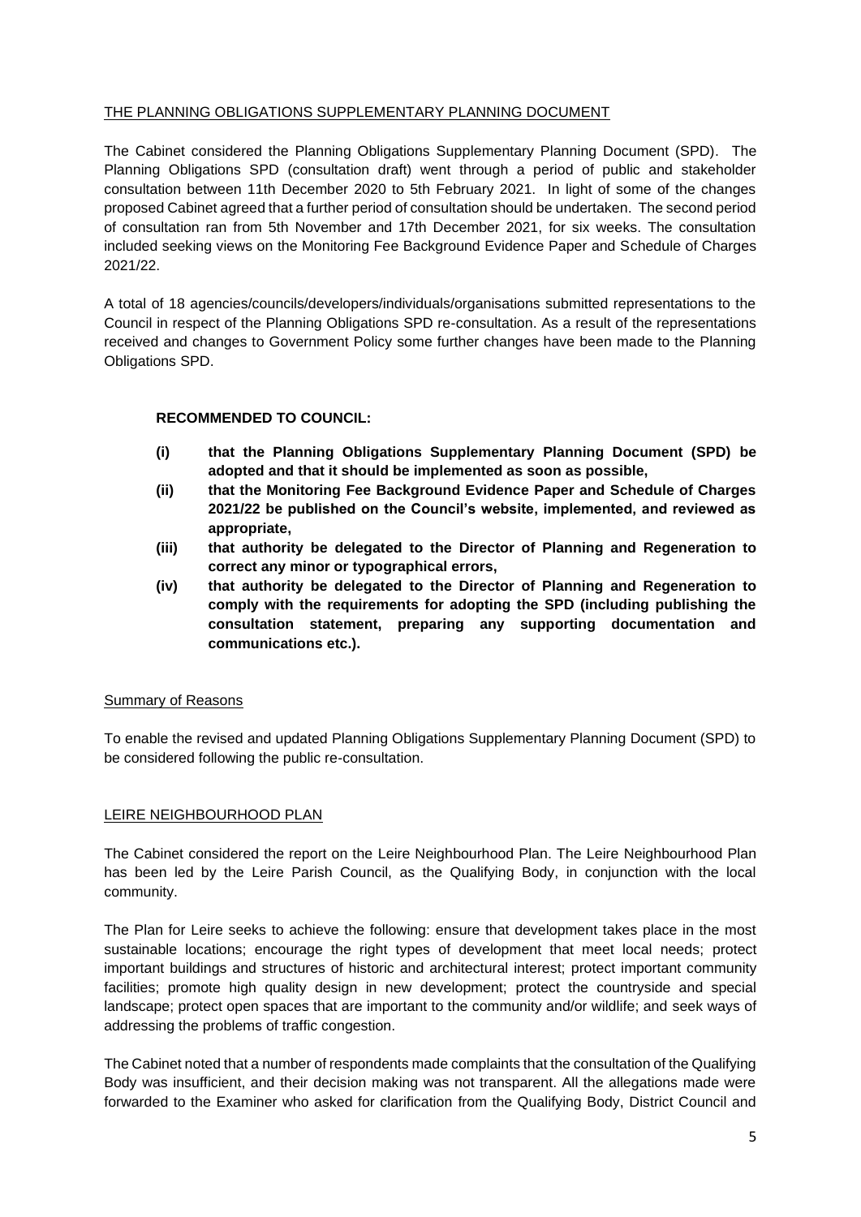## THE PLANNING OBLIGATIONS SUPPLEMENTARY PLANNING DOCUMENT

The Cabinet considered the Planning Obligations Supplementary Planning Document (SPD). The Planning Obligations SPD (consultation draft) went through a period of public and stakeholder consultation between 11th December 2020 to 5th February 2021. In light of some of the changes proposed Cabinet agreed that a further period of consultation should be undertaken. The second period of consultation ran from 5th November and 17th December 2021, for six weeks. The consultation included seeking views on the Monitoring Fee Background Evidence Paper and Schedule of Charges 2021/22.

A total of 18 agencies/councils/developers/individuals/organisations submitted representations to the Council in respect of the Planning Obligations SPD re-consultation. As a result of the representations received and changes to Government Policy some further changes have been made to the Planning Obligations SPD.

**RECOMMENDED TO COUNCIL:**

- **(i) that the Planning Obligations Supplementary Planning Document (SPD) be adopted and that it should be implemented as soon as possible,**
- **(ii) that the Monitoring Fee Background Evidence Paper and Schedule of Charges 2021/22 be published on the Council's website, implemented, and reviewed as appropriate,**
- **(iii) that authority be delegated to the Director of Planning and Regeneration to correct any minor or typographical errors,**
- **(iv) that authority be delegated to the Director of Planning and Regeneration to comply with the requirements for adopting the SPD (including publishing the consultation statement, preparing any supporting documentation and communications etc.).**

### Summary of Reasons

To enable the revised and updated Planning Obligations Supplementary Planning Document (SPD) to be considered following the public re-consultation.

## LEIRE NEIGHBOURHOOD PLAN

The Cabinet considered the report on the Leire Neighbourhood Plan. The Leire Neighbourhood Plan has been led by the Leire Parish Council, as the Qualifying Body, in conjunction with the local community.

The Plan for Leire seeks to achieve the following: ensure that development takes place in the most sustainable locations; encourage the right types of development that meet local needs; protect important buildings and structures of historic and architectural interest; protect important community facilities; promote high quality design in new development; protect the countryside and special landscape; protect open spaces that are important to the community and/or wildlife; and seek ways of addressing the problems of traffic congestion.

The Cabinet noted that a number of respondents made complaints that the consultation of the Qualifying Body was insufficient, and their decision making was not transparent. All the allegations made were forwarded to the Examiner who asked for clarification from the Qualifying Body, District Council and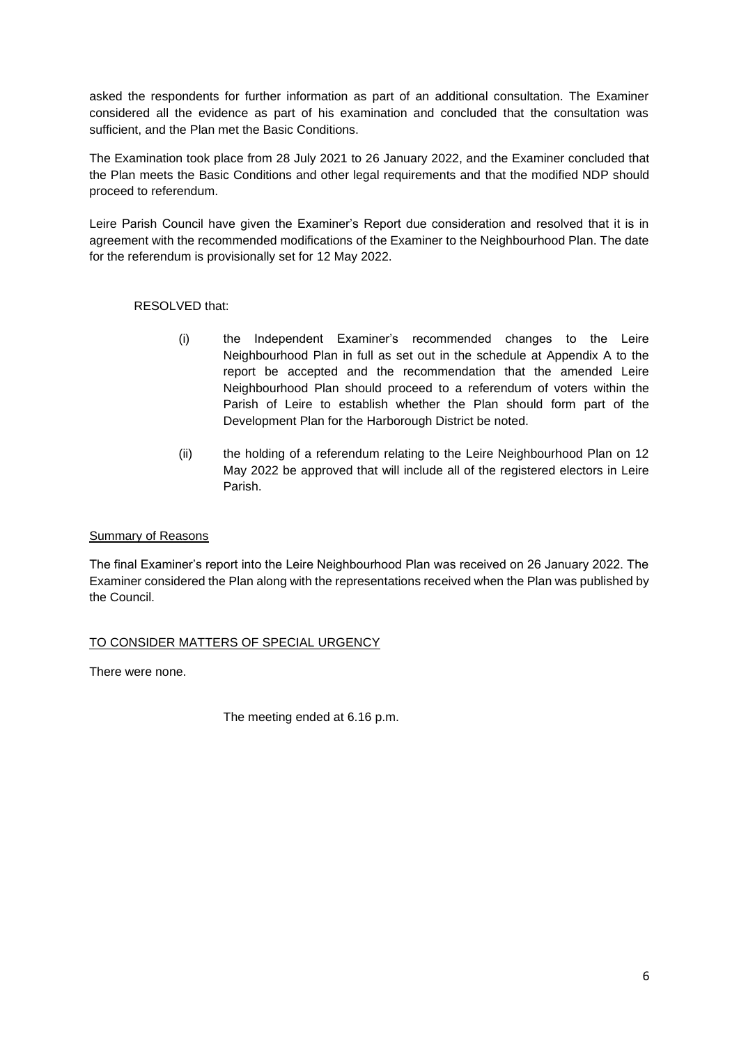asked the respondents for further information as part of an additional consultation. The Examiner considered all the evidence as part of his examination and concluded that the consultation was sufficient, and the Plan met the Basic Conditions.

The Examination took place from 28 July 2021 to 26 January 2022, and the Examiner concluded that the Plan meets the Basic Conditions and other legal requirements and that the modified NDP should proceed to referendum.

Leire Parish Council have given the Examiner's Report due consideration and resolved that it is in agreement with the recommended modifications of the Examiner to the Neighbourhood Plan. The date for the referendum is provisionally set for 12 May 2022.

RESOLVED that:

(i) the Independent Examiner's recommended changes to the Leire Neighbourhood Plan in full as set out in the schedule at Appendix A to the report be accepted and the recommendation that the amended Leire Neighbourhood Plan should proceed to a referendum of voters within the Parish of Leire to establish whether the Plan should form part of the Development Plan for the Harborough District be noted.

(ii) the holding of a referendum relating to the Leire Neighbourhood Plan on 12 May 2022 be approved that will include all of the registered electors in Leire Parish.

<u>Summary of Reasons</u>

The final Examiner's report into the Leire Neighbourhood Plan was received on 26 January 2022. The Examiner considered the Plan along with the representations received when the Plan was published by the Council.

<u>TO CONSIDER MATTERS OF SPECIAL URGENCY</u>

There were none.

The meeting ended at 6.16 p.m.